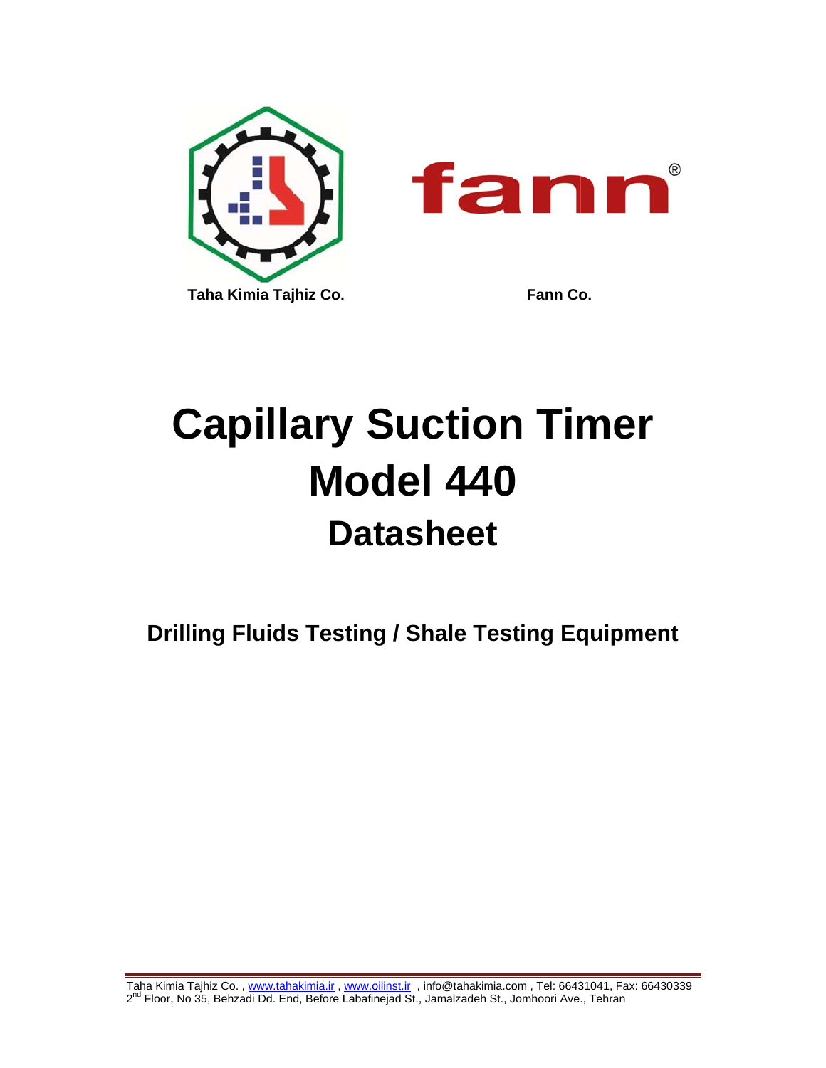Taha Kimia Tajhiz Co.

Fann Co.

# Capillary Suction Timer
# Model 440
## Datasheet

**Drilling Fluids Testing / Shale Testing Equipment**

Taha Kimia Tajhiz Co. , www.tahakimia.ir , www.oilinst.ir , info@tahakimia.com , Tel: 66431041, Fax: 66430339
2nd Floor, No 35, Behzadi Dd. End, Before Labafinejad St., Jamalzadeh St., Jomhoori Ave., Tehran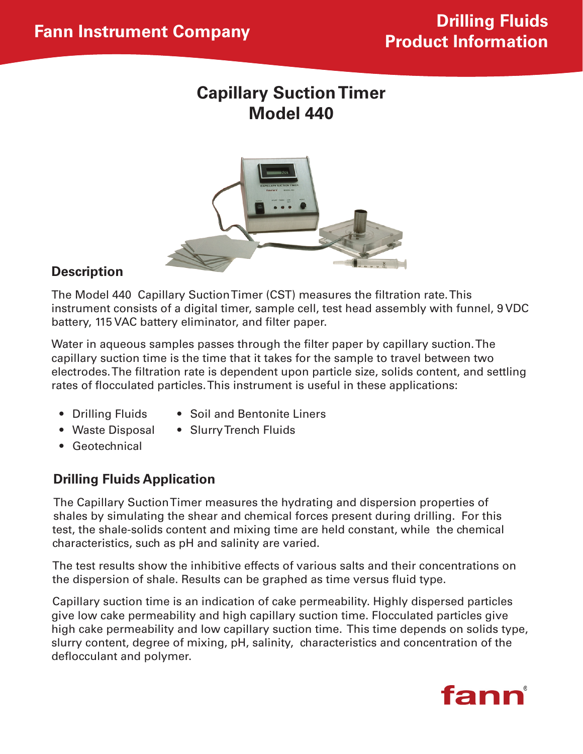Fann Instrument Company

Drilling Fluids Product Information

# Capillary Suction Timer Model 440

## Description

The Model 440 Capillary Suction Timer (CST) measures the filtration rate. This instrument consists of a digital timer, sample cell, test head assembly with funnel, 9 VDC battery, 115 VAC battery eliminator, and filter paper.

Water in aqueous samples passes through the filter paper by capillary suction. The capillary suction time is the time that it takes for the sample to travel between two electrodes. The filtration rate is dependent upon particle size, solids content, and settling rates of flocculated particles. This instrument is useful in these applications:

- Drilling Fluids
- Waste Disposal
- Geotechnical
- Soil and Bentonite Liners
- Slurry Trench Fluids

## Drilling Fluids Application

The Capillary Suction Timer measures the hydrating and dispersion properties of shales by simulating the shear and chemical forces present during drilling. For this test, the shale-solids content and mixing time are held constant, while the chemical characteristics, such as pH and salinity are varied.

The test results show the inhibitive effects of various salts and their concentrations on the dispersion of shale. Results can be graphed as time versus fluid type.

Capillary suction time is an indication of cake permeability. Highly dispersed particles give low cake permeability and high capillary suction time. Flocculated particles give high cake permeability and low capillary suction time. This time depends on solids type, slurry content, degree of mixing, pH, salinity, characteristics and concentration of the deflocculant and polymer.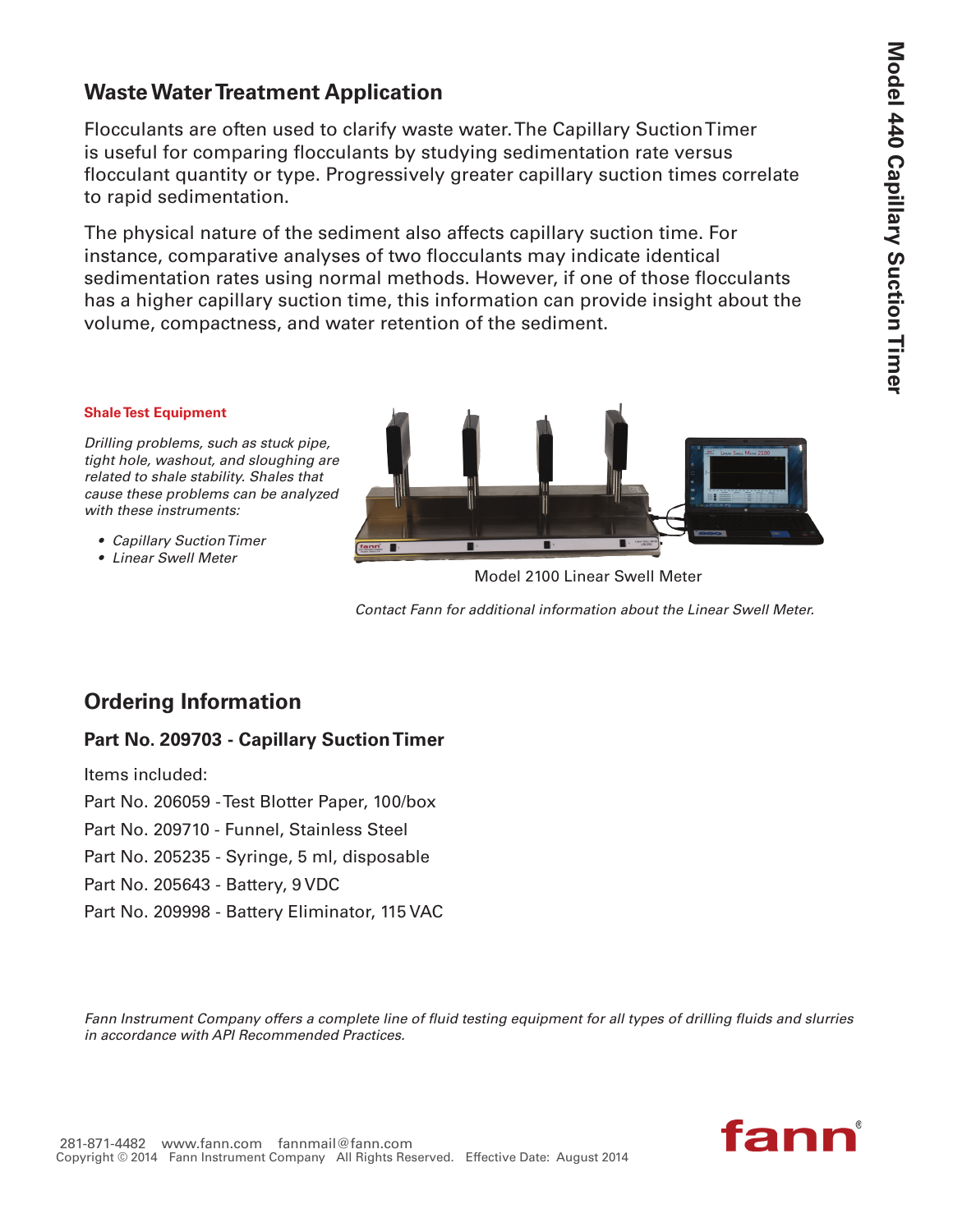## Waste Water Treatment Application

Flocculants are often used to clarify waste water. The Capillary Suction Timer is useful for comparing flocculants by studying sedimentation rate versus flocculant quantity or type. Progressively greater capillary suction times correlate to rapid sedimentation.

The physical nature of the sediment also affects capillary suction time. For instance, comparative analyses of two flocculants may indicate identical sedimentation rates using normal methods. However, if one of those flocculants has a higher capillary suction time, this information can provide insight about the volume, compactness, and water retention of the sediment.

**Shale Test Equipment**

*Drilling problems, such as stuck pipe, tight hole, washout, and sloughing are related to shale stability. Shales that cause these problems can be analyzed with these instruments:*

- *Capillary Suction Timer*
- *Linear Swell Meter*

Model 2100 Linear Swell Meter

*Contact Fann for additional information about the Linear Swell Meter.*

## Ordering Information

### Part No. 209703 - Capillary Suction Timer

Items included:

Part No. 206059 - Test Blotter Paper, 100/box

Part No. 209710 - Funnel, Stainless Steel

Part No. 205235 - Syringe, 5 ml, disposable

Part No. 205643 - Battery, 9 VDC

Part No. 209998 - Battery Eliminator, 115 VAC

*Fann Instrument Company offers a complete line of fluid testing equipment for all types of drilling fluids and slurries in accordance with API Recommended Practices.*

281-871-4482 www.fann.com fannmail@fann.com
Copyright © 2014 Fann Instrument Company All Rights Reserved. Effective Date: August 2014